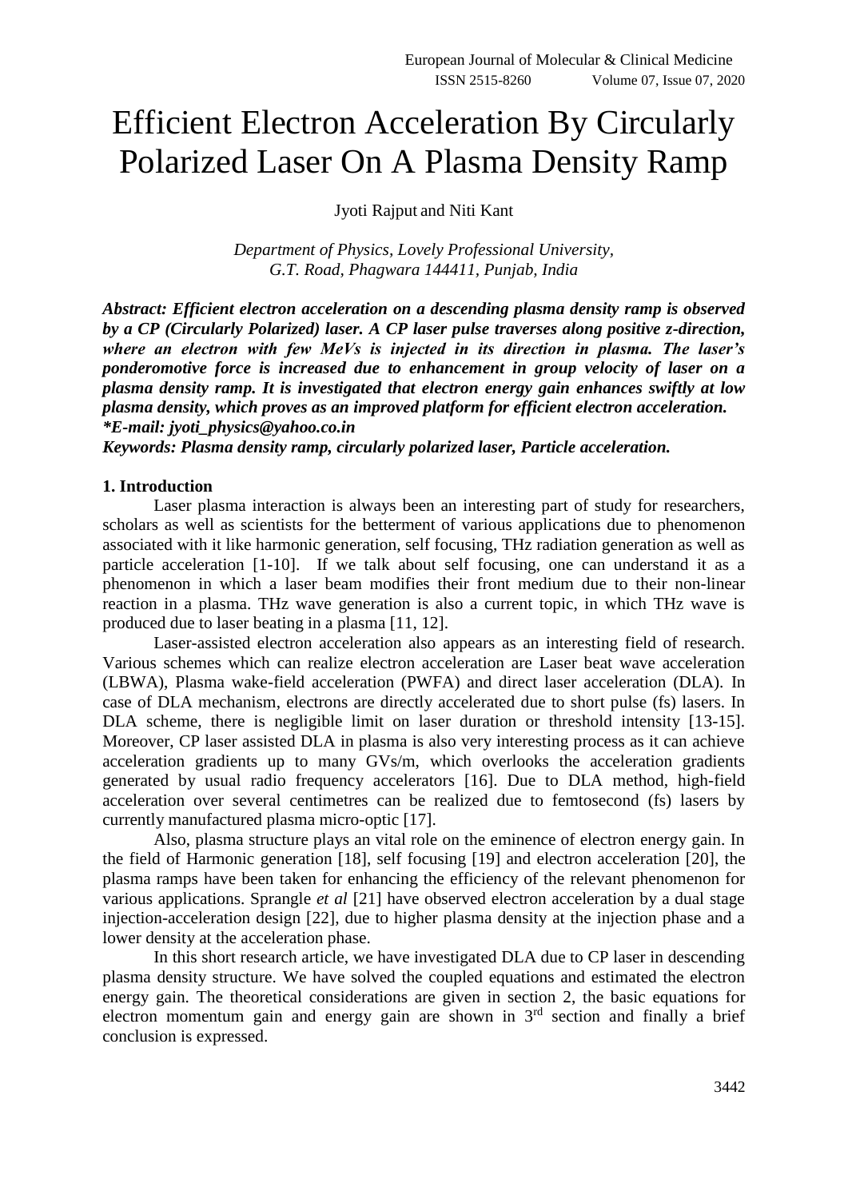# Efficient Electron Acceleration By Circularly Polarized Laser On A Plasma Density Ramp

Jyoti Rajput and Niti Kant

*Department of Physics, Lovely Professional University, G.T. Road, Phagwara 144411, Punjab, India*

***Abstract: Efficient electron acceleration on a descending plasma density ramp is observed by a CP (Circularly Polarized) laser. A CP laser pulse traverses along positive z-direction, where an electron with few MeVs is injected in its direction in plasma. The laser's ponderomotive force is increased due to enhancement in group velocity of laser on a plasma density ramp. It is investigated that electron energy gain enhances swiftly at low plasma density, which proves as an improved platform for efficient electron acceleration.***
***\*E-mail: jyoti_physics@yahoo.co.in***

***Keywords: Plasma density ramp, circularly polarized laser, Particle acceleration.***

**1. Introduction**

Laser plasma interaction is always been an interesting part of study for researchers, scholars as well as scientists for the betterment of various applications due to phenomenon associated with it like harmonic generation, self focusing, THz radiation generation as well as particle acceleration [1-10]. If we talk about self focusing, one can understand it as a phenomenon in which a laser beam modifies their front medium due to their non-linear reaction in a plasma. THz wave generation is also a current topic, in which THz wave is produced due to laser beating in a plasma [11, 12].

Laser-assisted electron acceleration also appears as an interesting field of research. Various schemes which can realize electron acceleration are Laser beat wave acceleration (LBWA), Plasma wake-field acceleration (PWFA) and direct laser acceleration (DLA). In case of DLA mechanism, electrons are directly accelerated due to short pulse (fs) lasers. In DLA scheme, there is negligible limit on laser duration or threshold intensity [13-15]. Moreover, CP laser assisted DLA in plasma is also very interesting process as it can achieve acceleration gradients up to many GVs/m, which overlooks the acceleration gradients generated by usual radio frequency accelerators [16]. Due to DLA method, high-field acceleration over several centimetres can be realized due to femtosecond (fs) lasers by currently manufactured plasma micro-optic [17].

Also, plasma structure plays an vital role on the eminence of electron energy gain. In the field of Harmonic generation [18], self focusing [19] and electron acceleration [20], the plasma ramps have been taken for enhancing the efficiency of the relevant phenomenon for various applications. Sprangle *et al* [21] have observed electron acceleration by a dual stage injection-acceleration design [22], due to higher plasma density at the injection phase and a lower density at the acceleration phase.

In this short research article, we have investigated DLA due to CP laser in descending plasma density structure. We have solved the coupled equations and estimated the electron energy gain. The theoretical considerations are given in section 2, the basic equations for electron momentum gain and energy gain are shown in 3rd section and finally a brief conclusion is expressed.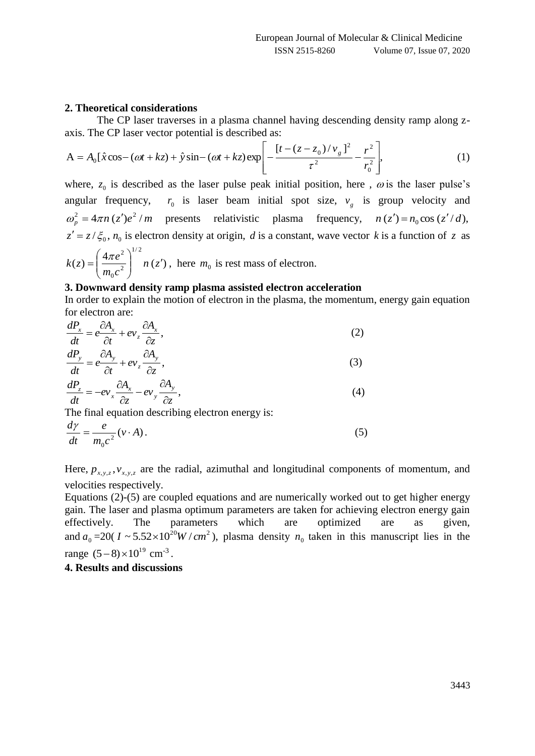## 2. Theoretical considerations

The CP laser traverses in a plasma channel having descending density ramp along z-axis. The CP laser vector potential is described as:

$$\mathrm{A} = A_0[\hat{x}\cos-(\omega t + kz) + \hat{y}\sin-(\omega t + kz)\exp\left[-\frac{[t-(z-z_0)/v_g]^2}{\tau^2} - \frac{r^2}{r_0^2}\right], \tag{1}$$

where, $z_0$ is described as the laser pulse peak initial position, here , $\omega$ is the laser pulse's angular frequency, $r_0$ is laser beam initial spot size, $v_g$ is group velocity and $\omega_p^2 = 4\pi n(z')e^2/m$ presents relativistic plasma frequency, $n(z') = n_0\cos(z'/d)$, $z' = z/\xi_0$, $n_0$ is electron density at origin, $d$ is a constant, wave vector $k$ is a function of $z$ as $k(z) = \left(\frac{4\pi e^2}{m_0 c^2}\right)^{1/2} n(z')$, here $m_0$ is rest mass of electron.

## 3. Downward density ramp plasma assisted electron acceleration

In order to explain the motion of electron in the plasma, the momentum, energy gain equation for electron are:

$$\frac{dP_x}{dt} = e\frac{\partial A_x}{\partial t} + ev_z\frac{\partial A_x}{\partial z}, \tag{2}$$

$$\frac{dP_y}{dt} = e\frac{\partial A_y}{\partial t} + ev_z\frac{\partial A_y}{\partial z}, \tag{3}$$

$$\frac{dP_z}{dt} = -ev_x\frac{\partial A_x}{\partial z} - ev_y\frac{\partial A_y}{\partial z}, \tag{4}$$

The final equation describing electron energy is:

$$\frac{d\gamma}{dt} = \frac{e}{m_0 c^2}(v \cdot A). \tag{5}$$

Here, $p_{x,y,z}, v_{x,y,z}$ are the radial, azimuthal and longitudinal components of momentum, and velocities respectively.

Equations (2)-(5) are coupled equations and are numerically worked out to get higher energy gain. The laser and plasma optimum parameters are taken for achieving electron energy gain effectively. The parameters which are optimized are as given, and $a_0$ =20( $I \sim 5.52\times10^{20} W/cm^2$ ), plasma density $n_0$ taken in this manuscript lies in the range $(5-8)\times10^{19}$ cm$^{-3}$.

## 4. Results and discussions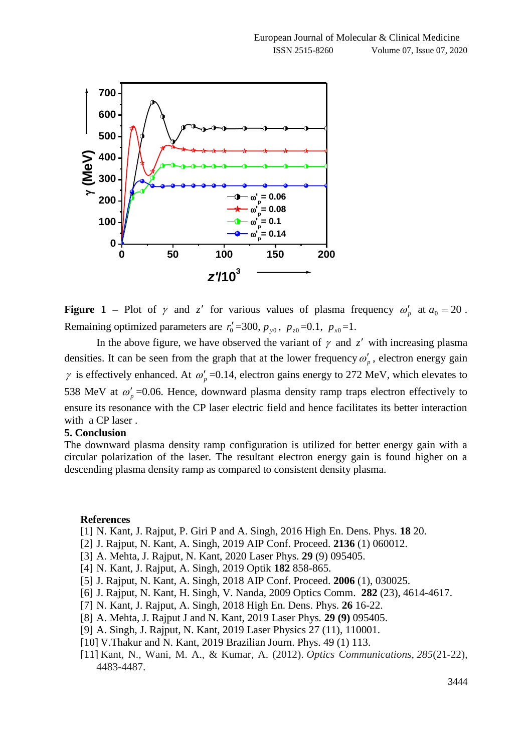**Figure 1** – Plot of $\gamma$ and $z'$ for various values of plasma frequency $\omega_p'$ at $a_0 = 20$. Remaining optimized parameters are $r_0'$=300, $p_{y0}$, $p_{z0}$=0.1, $p_{x0}$=1.

In the above figure, we have observed the variant of $\gamma$ and $z'$ with increasing plasma densities. It can be seen from the graph that at the lower frequency $\omega_p'$, electron energy gain $\gamma$ is effectively enhanced. At $\omega_p'$ =0.14, electron gains energy to 272 MeV, which elevates to 538 MeV at $\omega_p'$ =0.06. Hence, downward plasma density ramp traps electron effectively to ensure its resonance with the CP laser electric field and hence facilitates its better interaction with a CP laser .

## 5. Conclusion

The downward plasma density ramp configuration is utilized for better energy gain with a circular polarization of the laser. The resultant electron energy gain is found higher on a descending plasma density ramp as compared to consistent density plasma.

## References

[1] N. Kant, J. Rajput, P. Giri P and A. Singh, 2016 High En. Dens. Phys. **18** 20.
[2] J. Rajput, N. Kant, A. Singh, 2019 AIP Conf. Proceed. **2136** (1) 060012.
[3] A. Mehta, J. Rajput, N. Kant, 2020 Laser Phys. **29** (9) 095405.
[4] N. Kant, J. Rajput, A. Singh, 2019 Optik **182** 858-865.
[5] J. Rajput, N. Kant, A. Singh, 2018 AIP Conf. Proceed. **2006** (1), 030025.
[6] J. Rajput, N. Kant, H. Singh, V. Nanda, 2009 Optics Comm. **282** (23), 4614-4617.
[7] N. Kant, J. Rajput, A. Singh, 2018 High En. Dens. Phys. **26** 16-22.
[8] A. Mehta, J. Rajput J and N. Kant, 2019 Laser Phys. **29 (9)** 095405.
[9] A. Singh, J. Rajput, N. Kant, 2019 Laser Physics 27 (11), 110001.
[10] V.Thakur and N. Kant, 2019 Brazilian Journ. Phys. 49 (1) 113.
[11] Kant, N., Wani, M. A., & Kumar, A. (2012). *Optics Communications*, *285*(21-22), 4483-4487.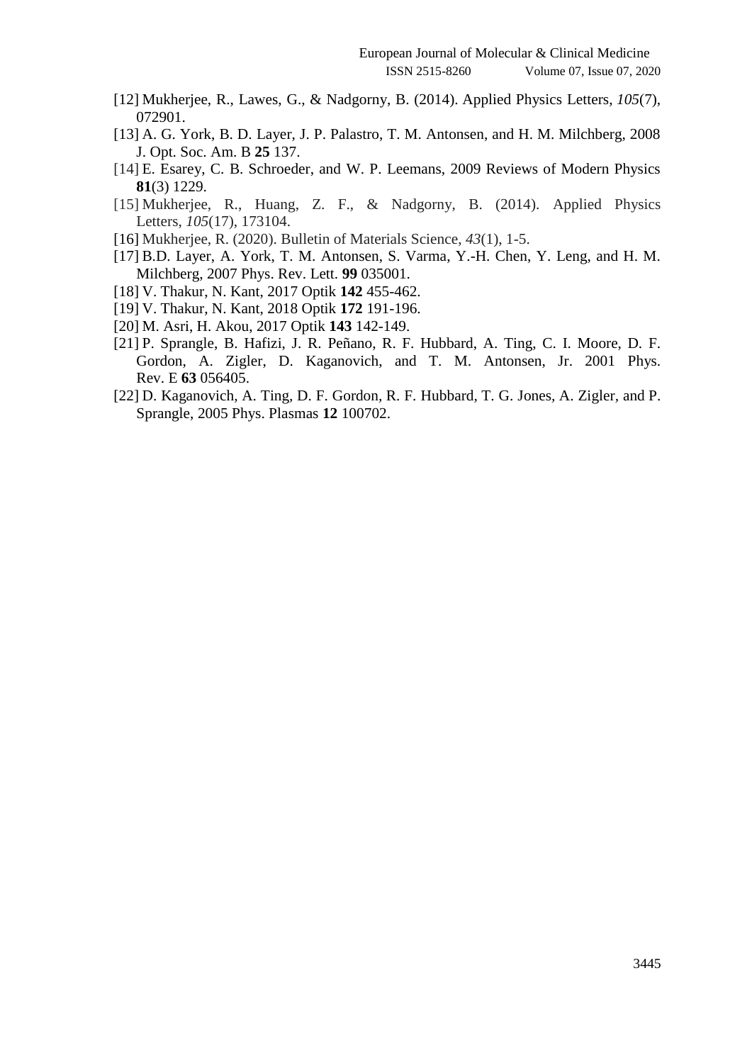[12] Mukherjee, R., Lawes, G., & Nadgorny, B. (2014). Applied Physics Letters, *105*(7), 072901.

[13] A. G. York, B. D. Layer, J. P. Palastro, T. M. Antonsen, and H. M. Milchberg, 2008 J. Opt. Soc. Am. B **25** 137.

[14] E. Esarey, C. B. Schroeder, and W. P. Leemans, 2009 Reviews of Modern Physics **81**(3) 1229.

[15] Mukherjee, R., Huang, Z. F., & Nadgorny, B. (2014). Applied Physics Letters, *105*(17), 173104.

[16] Mukherjee, R. (2020). Bulletin of Materials Science, *43*(1), 1-5.

[17] B.D. Layer, A. York, T. M. Antonsen, S. Varma, Y.-H. Chen, Y. Leng, and H. M. Milchberg, 2007 Phys. Rev. Lett. **99** 035001.

[18] V. Thakur, N. Kant, 2017 Optik **142** 455-462.

[19] V. Thakur, N. Kant, 2018 Optik **172** 191-196.

[20] M. Asri, H. Akou, 2017 Optik **143** 142-149.

[21] P. Sprangle, B. Hafizi, J. R. Peñano, R. F. Hubbard, A. Ting, C. I. Moore, D. F. Gordon, A. Zigler, D. Kaganovich, and T. M. Antonsen, Jr. 2001 Phys. Rev. E **63** 056405.

[22] D. Kaganovich, A. Ting, D. F. Gordon, R. F. Hubbard, T. G. Jones, A. Zigler, and P. Sprangle, 2005 Phys. Plasmas **12** 100702.